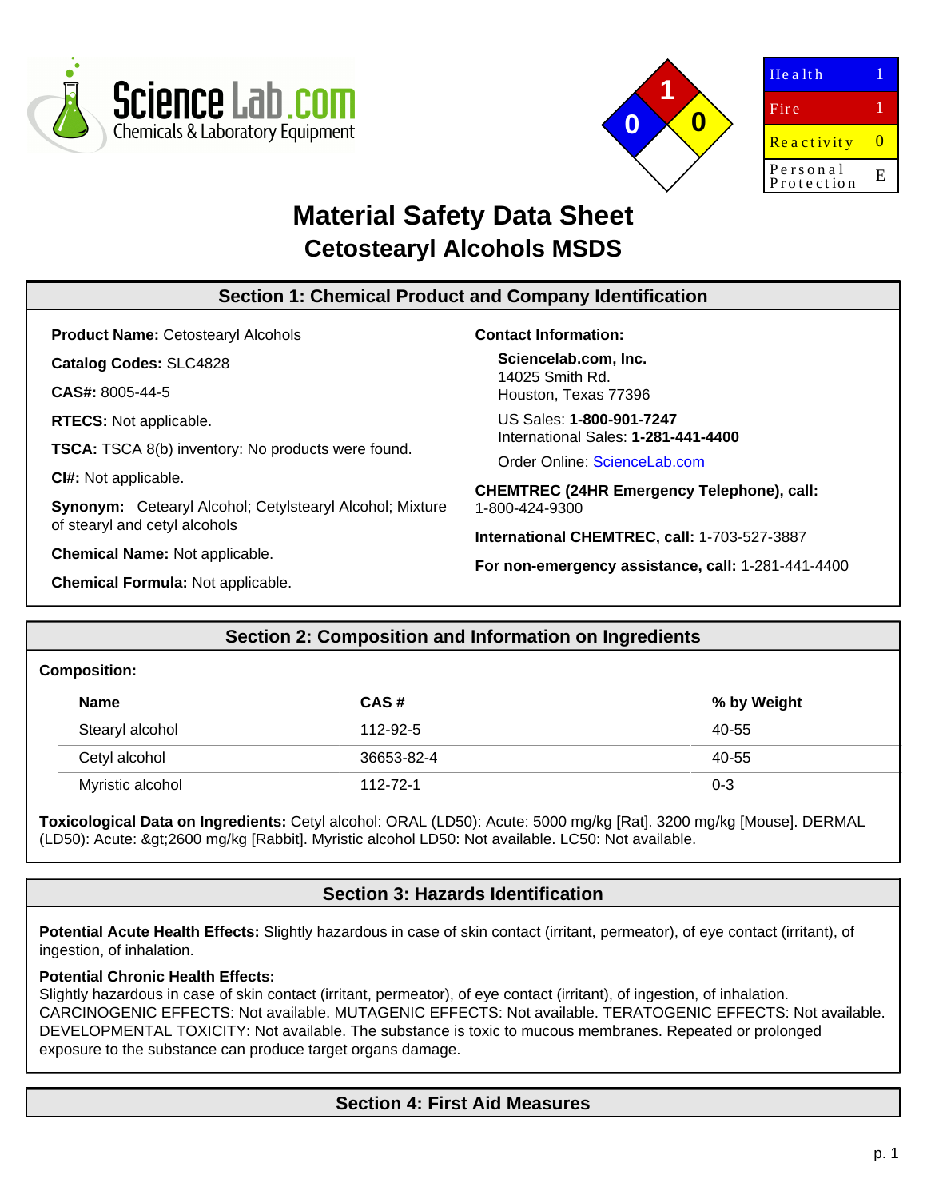ScienceLab.com
Chemicals & Laboratory Equipment

| Health | 1 |
| --- | --- |
| Fire | 1 |
| Reactivity | 0 |
| Personal Protection | E |

# Material Safety Data Sheet
## Cetostearyl Alcohols MSDS

## Section 1: Chemical Product and Company Identification

**Product Name:** Cetostearyl Alcohols

**Catalog Codes:** SLC4828

**CAS#:** 8005-44-5

**RTECS:** Not applicable.

**TSCA:** TSCA 8(b) inventory: No products were found.

**CI#:** Not applicable.

**Synonym:** Cetearyl Alcohol; Cetylstearyl Alcohol; Mixture of stearyl and cetyl alcohols

**Chemical Name:** Not applicable.

**Chemical Formula:** Not applicable.

**Contact Information:**

**Sciencelab.com, Inc.**
14025 Smith Rd.
Houston, Texas 77396

US Sales: **1-800-901-7247**
International Sales: **1-281-441-4400**

Order Online: ScienceLab.com

**CHEMTREC (24HR Emergency Telephone), call:**
1-800-424-9300

**International CHEMTREC, call:** 1-703-527-3887

**For non-emergency assistance, call:** 1-281-441-4400

## Section 2: Composition and Information on Ingredients

**Composition:**

| Name | CAS # | % by Weight |
| --- | --- | --- |
| Stearyl alcohol | 112-92-5 | 40-55 |
| Cetyl alcohol | 36653-82-4 | 40-55 |
| Myristic alcohol | 112-72-1 | 0-3 |

**Toxicological Data on Ingredients:** Cetyl alcohol: ORAL (LD50): Acute: 5000 mg/kg [Rat]. 3200 mg/kg [Mouse]. DERMAL (LD50): Acute: &gt;2600 mg/kg [Rabbit]. Myristic alcohol LD50: Not available. LC50: Not available.

## Section 3: Hazards Identification

**Potential Acute Health Effects:** Slightly hazardous in case of skin contact (irritant, permeator), of eye contact (irritant), of ingestion, of inhalation.

**Potential Chronic Health Effects:**
Slightly hazardous in case of skin contact (irritant, permeator), of eye contact (irritant), of ingestion, of inhalation. CARCINOGENIC EFFECTS: Not available. MUTAGENIC EFFECTS: Not available. TERATOGENIC EFFECTS: Not available. DEVELOPMENTAL TOXICITY: Not available. The substance is toxic to mucous membranes. Repeated or prolonged exposure to the substance can produce target organs damage.

## Section 4: First Aid Measures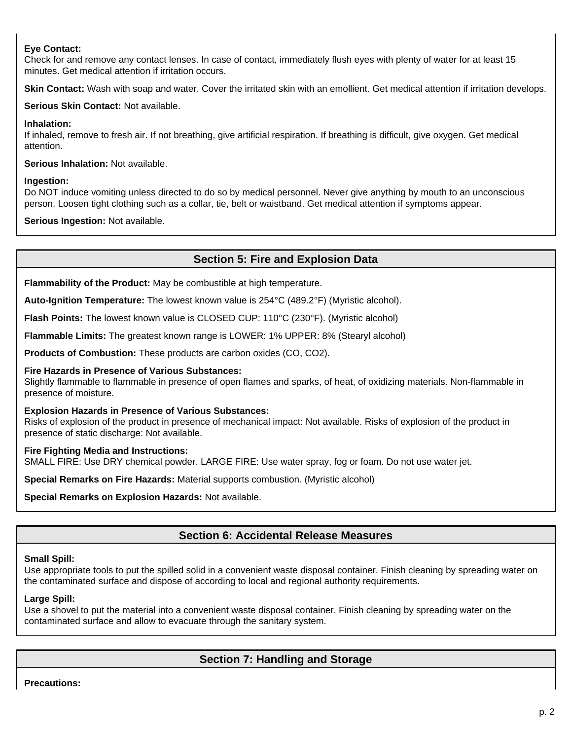**Eye Contact:**
Check for and remove any contact lenses. In case of contact, immediately flush eyes with plenty of water for at least 15 minutes. Get medical attention if irritation occurs.

**Skin Contact:** Wash with soap and water. Cover the irritated skin with an emollient. Get medical attention if irritation develops.

**Serious Skin Contact:** Not available.

**Inhalation:**
If inhaled, remove to fresh air. If not breathing, give artificial respiration. If breathing is difficult, give oxygen. Get medical attention.

**Serious Inhalation:** Not available.

**Ingestion:**
Do NOT induce vomiting unless directed to do so by medical personnel. Never give anything by mouth to an unconscious person. Loosen tight clothing such as a collar, tie, belt or waistband. Get medical attention if symptoms appear.

**Serious Ingestion:** Not available.

## Section 5: Fire and Explosion Data

**Flammability of the Product:** May be combustible at high temperature.

**Auto-Ignition Temperature:** The lowest known value is 254°C (489.2°F) (Myristic alcohol).

**Flash Points:** The lowest known value is CLOSED CUP: 110°C (230°F). (Myristic alcohol)

**Flammable Limits:** The greatest known range is LOWER: 1% UPPER: 8% (Stearyl alcohol)

**Products of Combustion:** These products are carbon oxides (CO, $CO_2$).

**Fire Hazards in Presence of Various Substances:**
Slightly flammable to flammable in presence of open flames and sparks, of heat, of oxidizing materials. Non-flammable in presence of moisture.

**Explosion Hazards in Presence of Various Substances:**
Risks of explosion of the product in presence of mechanical impact: Not available. Risks of explosion of the product in presence of static discharge: Not available.

**Fire Fighting Media and Instructions:**
SMALL FIRE: Use DRY chemical powder. LARGE FIRE: Use water spray, fog or foam. Do not use water jet.

**Special Remarks on Fire Hazards:** Material supports combustion. (Myristic alcohol)

**Special Remarks on Explosion Hazards:** Not available.

## Section 6: Accidental Release Measures

**Small Spill:**
Use appropriate tools to put the spilled solid in a convenient waste disposal container. Finish cleaning by spreading water on the contaminated surface and dispose of according to local and regional authority requirements.

**Large Spill:**
Use a shovel to put the material into a convenient waste disposal container. Finish cleaning by spreading water on the contaminated surface and allow to evacuate through the sanitary system.

## Section 7: Handling and Storage

**Precautions:**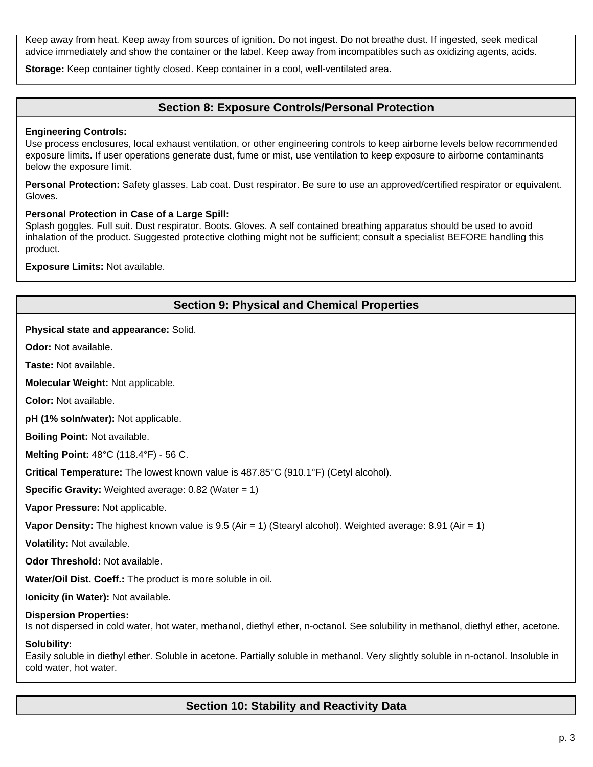Keep away from heat. Keep away from sources of ignition. Do not ingest. Do not breathe dust. If ingested, seek medical advice immediately and show the container or the label. Keep away from incompatibles such as oxidizing agents, acids.

**Storage:** Keep container tightly closed. Keep container in a cool, well-ventilated area.

## Section 8: Exposure Controls/Personal Protection

**Engineering Controls:**
Use process enclosures, local exhaust ventilation, or other engineering controls to keep airborne levels below recommended exposure limits. If user operations generate dust, fume or mist, use ventilation to keep exposure to airborne contaminants below the exposure limit.

**Personal Protection:** Safety glasses. Lab coat. Dust respirator. Be sure to use an approved/certified respirator or equivalent. Gloves.

**Personal Protection in Case of a Large Spill:**
Splash goggles. Full suit. Dust respirator. Boots. Gloves. A self contained breathing apparatus should be used to avoid inhalation of the product. Suggested protective clothing might not be sufficient; consult a specialist BEFORE handling this product.

**Exposure Limits:** Not available.

## Section 9: Physical and Chemical Properties

**Physical state and appearance:** Solid.

**Odor:** Not available.

**Taste:** Not available.

**Molecular Weight:** Not applicable.

**Color:** Not available.

**pH (1% soln/water):** Not applicable.

**Boiling Point:** Not available.

**Melting Point:** 48°C (118.4°F) - 56 C.

**Critical Temperature:** The lowest known value is 487.85°C (910.1°F) (Cetyl alcohol).

**Specific Gravity:** Weighted average: 0.82 (Water = 1)

**Vapor Pressure:** Not applicable.

**Vapor Density:** The highest known value is 9.5 (Air = 1) (Stearyl alcohol). Weighted average: 8.91 (Air = 1)

**Volatility:** Not available.

**Odor Threshold:** Not available.

**Water/Oil Dist. Coeff.:** The product is more soluble in oil.

**Ionicity (in Water):** Not available.

**Dispersion Properties:**
Is not dispersed in cold water, hot water, methanol, diethyl ether, n-octanol. See solubility in methanol, diethyl ether, acetone.

**Solubility:**
Easily soluble in diethyl ether. Soluble in acetone. Partially soluble in methanol. Very slightly soluble in n-octanol. Insoluble in cold water, hot water.

## Section 10: Stability and Reactivity Data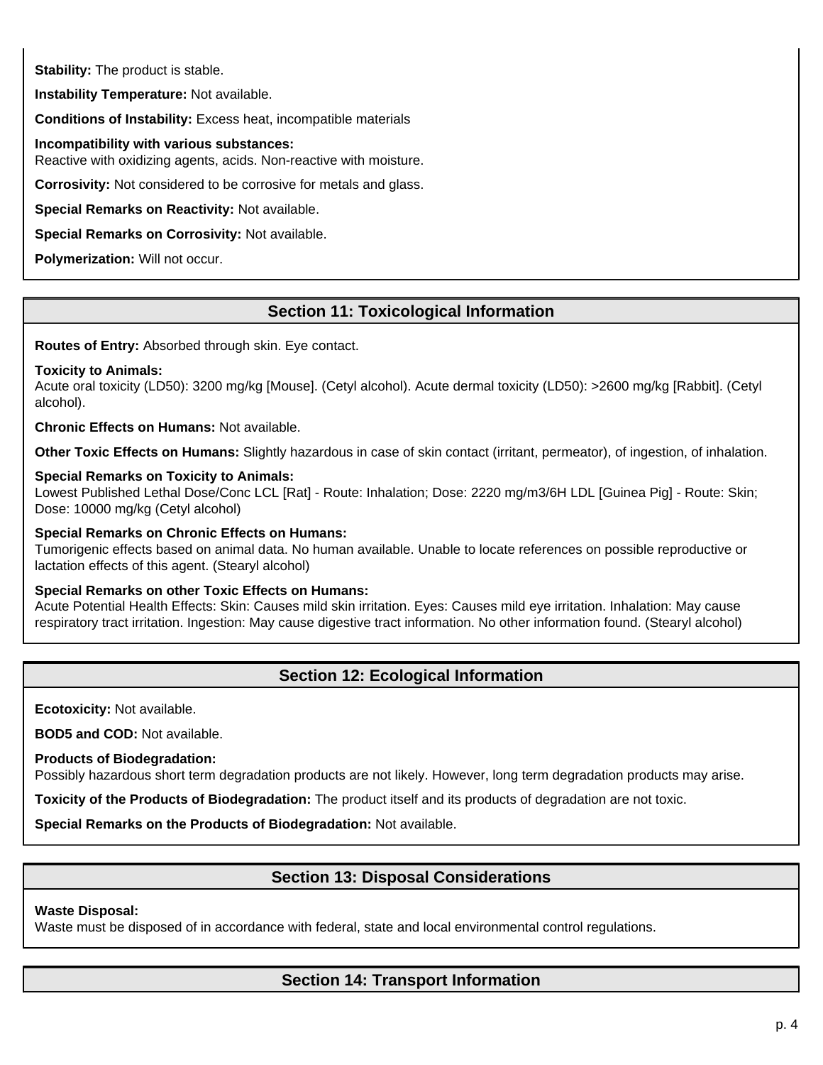**Stability:** The product is stable.

**Instability Temperature:** Not available.

**Conditions of Instability:** Excess heat, incompatible materials

**Incompatibility with various substances:**
Reactive with oxidizing agents, acids. Non-reactive with moisture.

**Corrosivity:** Not considered to be corrosive for metals and glass.

**Special Remarks on Reactivity:** Not available.

**Special Remarks on Corrosivity:** Not available.

**Polymerization:** Will not occur.

## Section 11: Toxicological Information

**Routes of Entry:** Absorbed through skin. Eye contact.

**Toxicity to Animals:**
Acute oral toxicity (LD50): 3200 mg/kg [Mouse]. (Cetyl alcohol). Acute dermal toxicity (LD50): >2600 mg/kg [Rabbit]. (Cetyl alcohol).

**Chronic Effects on Humans:** Not available.

**Other Toxic Effects on Humans:** Slightly hazardous in case of skin contact (irritant, permeator), of ingestion, of inhalation.

**Special Remarks on Toxicity to Animals:**
Lowest Published Lethal Dose/Conc LCL [Rat] - Route: Inhalation; Dose: 2220 mg/m3/6H LDL [Guinea Pig] - Route: Skin; Dose: 10000 mg/kg (Cetyl alcohol)

**Special Remarks on Chronic Effects on Humans:**
Tumorigenic effects based on animal data. No human available. Unable to locate references on possible reproductive or lactation effects of this agent. (Stearyl alcohol)

**Special Remarks on other Toxic Effects on Humans:**
Acute Potential Health Effects: Skin: Causes mild skin irritation. Eyes: Causes mild eye irritation. Inhalation: May cause respiratory tract irritation. Ingestion: May cause digestive tract information. No other information found. (Stearyl alcohol)

## Section 12: Ecological Information

**Ecotoxicity:** Not available.

**BOD5 and COD:** Not available.

**Products of Biodegradation:**
Possibly hazardous short term degradation products are not likely. However, long term degradation products may arise.

**Toxicity of the Products of Biodegradation:** The product itself and its products of degradation are not toxic.

**Special Remarks on the Products of Biodegradation:** Not available.

## Section 13: Disposal Considerations

**Waste Disposal:**
Waste must be disposed of in accordance with federal, state and local environmental control regulations.

## Section 14: Transport Information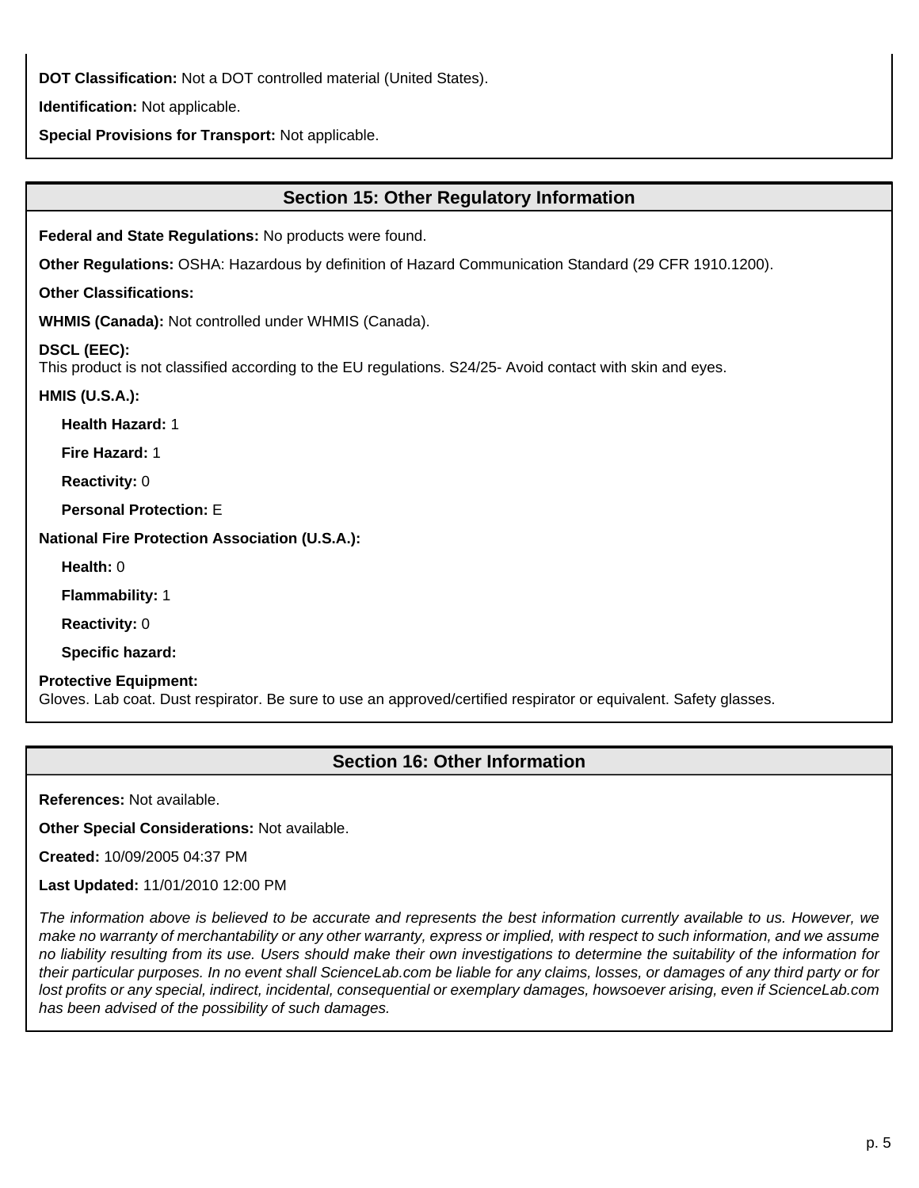**DOT Classification:** Not a DOT controlled material (United States).

**Identification:** Not applicable.

**Special Provisions for Transport:** Not applicable.

## Section 15: Other Regulatory Information

**Federal and State Regulations:** No products were found.

**Other Regulations:** OSHA: Hazardous by definition of Hazard Communication Standard (29 CFR 1910.1200).

**Other Classifications:**

**WHMIS (Canada):** Not controlled under WHMIS (Canada).

**DSCL (EEC):**
This product is not classified according to the EU regulations. S24/25- Avoid contact with skin and eyes.

**HMIS (U.S.A.):**

- **Health Hazard:** 1
- **Fire Hazard:** 1
- **Reactivity:** 0
- **Personal Protection:** E

**National Fire Protection Association (U.S.A.):**

- **Health:** 0
- **Flammability:** 1
- **Reactivity:** 0
- **Specific hazard:**

**Protective Equipment:**
Gloves. Lab coat. Dust respirator. Be sure to use an approved/certified respirator or equivalent. Safety glasses.

## Section 16: Other Information

**References:** Not available.

**Other Special Considerations:** Not available.

**Created:** 10/09/2005 04:37 PM

**Last Updated:** 11/01/2010 12:00 PM

*The information above is believed to be accurate and represents the best information currently available to us. However, we make no warranty of merchantability or any other warranty, express or implied, with respect to such information, and we assume no liability resulting from its use. Users should make their own investigations to determine the suitability of the information for their particular purposes. In no event shall ScienceLab.com be liable for any claims, losses, or damages of any third party or for lost profits or any special, indirect, incidental, consequential or exemplary damages, howsoever arising, even if ScienceLab.com has been advised of the possibility of such damages.*